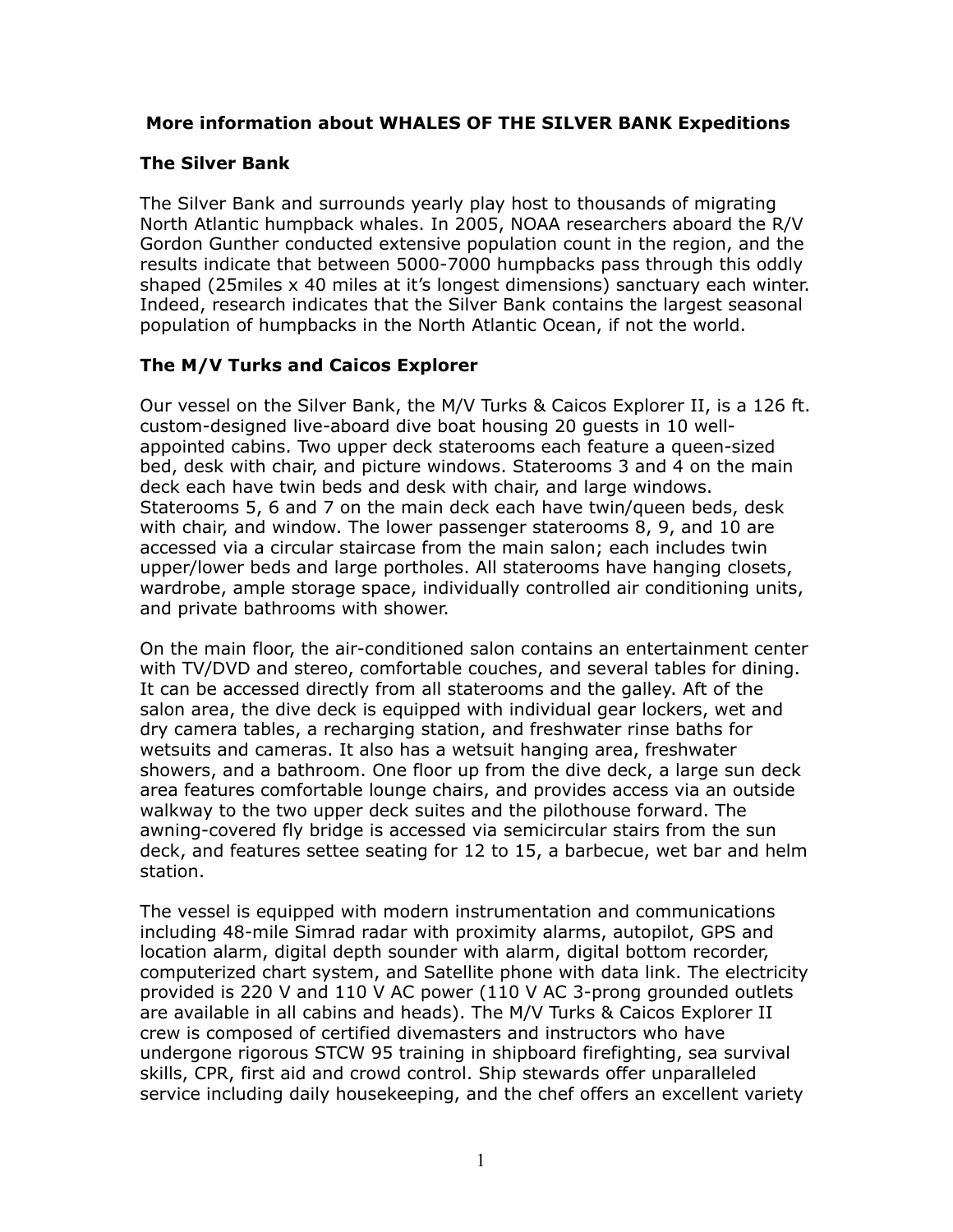## More information about WHALES OF THE SILVER BANK Expeditions

### The Silver Bank

The Silver Bank and surrounds yearly play host to thousands of migrating North Atlantic humpback whales. In 2005, NOAA researchers aboard the R/V Gordon Gunther conducted extensive population count in the region, and the results indicate that between 5000-7000 humpbacks pass through this oddly shaped (25miles x 40 miles at it's longest dimensions) sanctuary each winter. Indeed, research indicates that the Silver Bank contains the largest seasonal population of humpbacks in the North Atlantic Ocean, if not the world.

### The M/V Turks and Caicos Explorer

Our vessel on the Silver Bank, the M/V Turks & Caicos Explorer II, is a 126 ft. custom-designed live-aboard dive boat housing 20 guests in 10 well-appointed cabins. Two upper deck staterooms each feature a queen-sized bed, desk with chair, and picture windows. Staterooms 3 and 4 on the main deck each have twin beds and desk with chair, and large windows. Staterooms 5, 6 and 7 on the main deck each have twin/queen beds, desk with chair, and window. The lower passenger staterooms 8, 9, and 10 are accessed via a circular staircase from the main salon; each includes twin upper/lower beds and large portholes. All staterooms have hanging closets, wardrobe, ample storage space, individually controlled air conditioning units, and private bathrooms with shower.

On the main floor, the air-conditioned salon contains an entertainment center with TV/DVD and stereo, comfortable couches, and several tables for dining. It can be accessed directly from all staterooms and the galley. Aft of the salon area, the dive deck is equipped with individual gear lockers, wet and dry camera tables, a recharging station, and freshwater rinse baths for wetsuits and cameras. It also has a wetsuit hanging area, freshwater showers, and a bathroom. One floor up from the dive deck, a large sun deck area features comfortable lounge chairs, and provides access via an outside walkway to the two upper deck suites and the pilothouse forward. The awning-covered fly bridge is accessed via semicircular stairs from the sun deck, and features settee seating for 12 to 15, a barbecue, wet bar and helm station.

The vessel is equipped with modern instrumentation and communications including 48-mile Simrad radar with proximity alarms, autopilot, GPS and location alarm, digital depth sounder with alarm, digital bottom recorder, computerized chart system, and Satellite phone with data link. The electricity provided is 220 V and 110 V AC power (110 V AC 3-prong grounded outlets are available in all cabins and heads). The M/V Turks & Caicos Explorer II crew is composed of certified divemasters and instructors who have undergone rigorous STCW 95 training in shipboard firefighting, sea survival skills, CPR, first aid and crowd control. Ship stewards offer unparalleled service including daily housekeeping, and the chef offers an excellent variety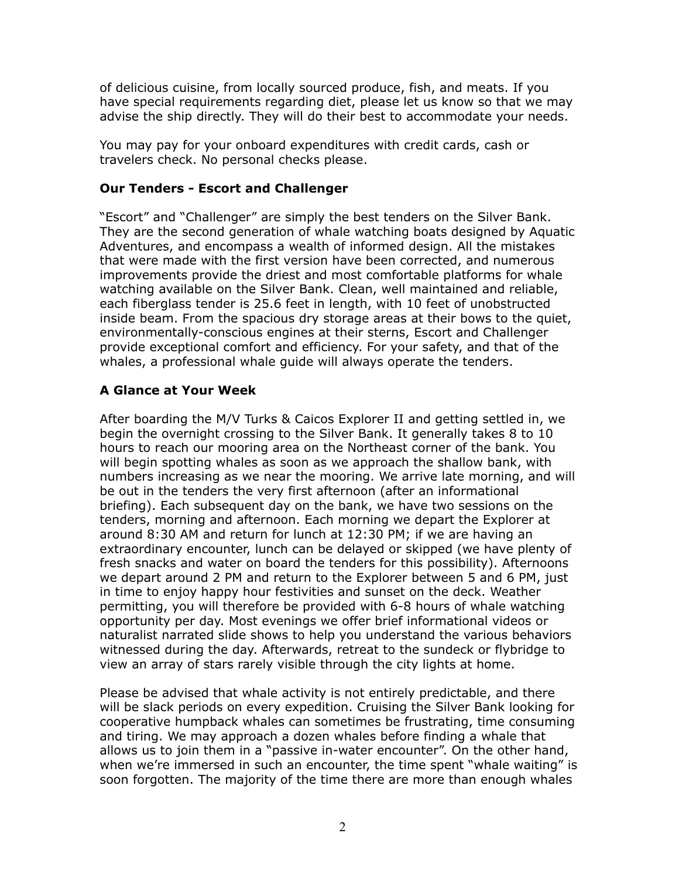of delicious cuisine, from locally sourced produce, fish, and meats. If you have special requirements regarding diet, please let us know so that we may advise the ship directly. They will do their best to accommodate your needs.

You may pay for your onboard expenditures with credit cards, cash or travelers check. No personal checks please.

### Our Tenders - Escort and Challenger

"Escort" and "Challenger" are simply the best tenders on the Silver Bank. They are the second generation of whale watching boats designed by Aquatic Adventures, and encompass a wealth of informed design. All the mistakes that were made with the first version have been corrected, and numerous improvements provide the driest and most comfortable platforms for whale watching available on the Silver Bank. Clean, well maintained and reliable, each fiberglass tender is 25.6 feet in length, with 10 feet of unobstructed inside beam. From the spacious dry storage areas at their bows to the quiet, environmentally-conscious engines at their sterns, Escort and Challenger provide exceptional comfort and efficiency. For your safety, and that of the whales, a professional whale guide will always operate the tenders.

### A Glance at Your Week

After boarding the M/V Turks & Caicos Explorer II and getting settled in, we begin the overnight crossing to the Silver Bank. It generally takes 8 to 10 hours to reach our mooring area on the Northeast corner of the bank. You will begin spotting whales as soon as we approach the shallow bank, with numbers increasing as we near the mooring. We arrive late morning, and will be out in the tenders the very first afternoon (after an informational briefing). Each subsequent day on the bank, we have two sessions on the tenders, morning and afternoon. Each morning we depart the Explorer at around 8:30 AM and return for lunch at 12:30 PM; if we are having an extraordinary encounter, lunch can be delayed or skipped (we have plenty of fresh snacks and water on board the tenders for this possibility). Afternoons we depart around 2 PM and return to the Explorer between 5 and 6 PM, just in time to enjoy happy hour festivities and sunset on the deck. Weather permitting, you will therefore be provided with 6-8 hours of whale watching opportunity per day. Most evenings we offer brief informational videos or naturalist narrated slide shows to help you understand the various behaviors witnessed during the day. Afterwards, retreat to the sundeck or flybridge to view an array of stars rarely visible through the city lights at home.

Please be advised that whale activity is not entirely predictable, and there will be slack periods on every expedition. Cruising the Silver Bank looking for cooperative humpback whales can sometimes be frustrating, time consuming and tiring. We may approach a dozen whales before finding a whale that allows us to join them in a "passive in-water encounter". On the other hand, when we're immersed in such an encounter, the time spent "whale waiting" is soon forgotten. The majority of the time there are more than enough whales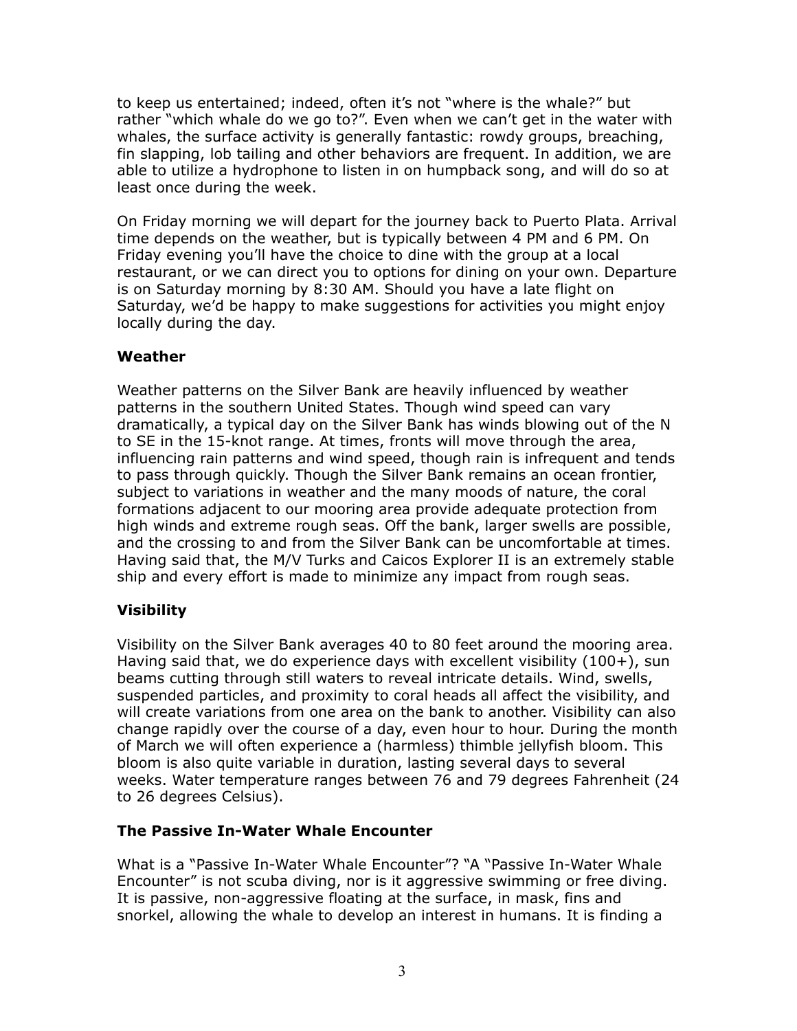to keep us entertained; indeed, often it's not "where is the whale?" but rather "which whale do we go to?". Even when we can't get in the water with whales, the surface activity is generally fantastic: rowdy groups, breaching, fin slapping, lob tailing and other behaviors are frequent. In addition, we are able to utilize a hydrophone to listen in on humpback song, and will do so at least once during the week.

On Friday morning we will depart for the journey back to Puerto Plata. Arrival time depends on the weather, but is typically between 4 PM and 6 PM. On Friday evening you'll have the choice to dine with the group at a local restaurant, or we can direct you to options for dining on your own. Departure is on Saturday morning by 8:30 AM. Should you have a late flight on Saturday, we'd be happy to make suggestions for activities you might enjoy locally during the day.

### Weather

Weather patterns on the Silver Bank are heavily influenced by weather patterns in the southern United States. Though wind speed can vary dramatically, a typical day on the Silver Bank has winds blowing out of the N to SE in the 15-knot range. At times, fronts will move through the area, influencing rain patterns and wind speed, though rain is infrequent and tends to pass through quickly. Though the Silver Bank remains an ocean frontier, subject to variations in weather and the many moods of nature, the coral formations adjacent to our mooring area provide adequate protection from high winds and extreme rough seas. Off the bank, larger swells are possible, and the crossing to and from the Silver Bank can be uncomfortable at times. Having said that, the M/V Turks and Caicos Explorer II is an extremely stable ship and every effort is made to minimize any impact from rough seas.

### Visibility

Visibility on the Silver Bank averages 40 to 80 feet around the mooring area. Having said that, we do experience days with excellent visibility (100+), sun beams cutting through still waters to reveal intricate details. Wind, swells, suspended particles, and proximity to coral heads all affect the visibility, and will create variations from one area on the bank to another. Visibility can also change rapidly over the course of a day, even hour to hour. During the month of March we will often experience a (harmless) thimble jellyfish bloom. This bloom is also quite variable in duration, lasting several days to several weeks. Water temperature ranges between 76 and 79 degrees Fahrenheit (24 to 26 degrees Celsius).

### The Passive In-Water Whale Encounter

What is a "Passive In-Water Whale Encounter"? "A "Passive In-Water Whale Encounter" is not scuba diving, nor is it aggressive swimming or free diving. It is passive, non-aggressive floating at the surface, in mask, fins and snorkel, allowing the whale to develop an interest in humans. It is finding a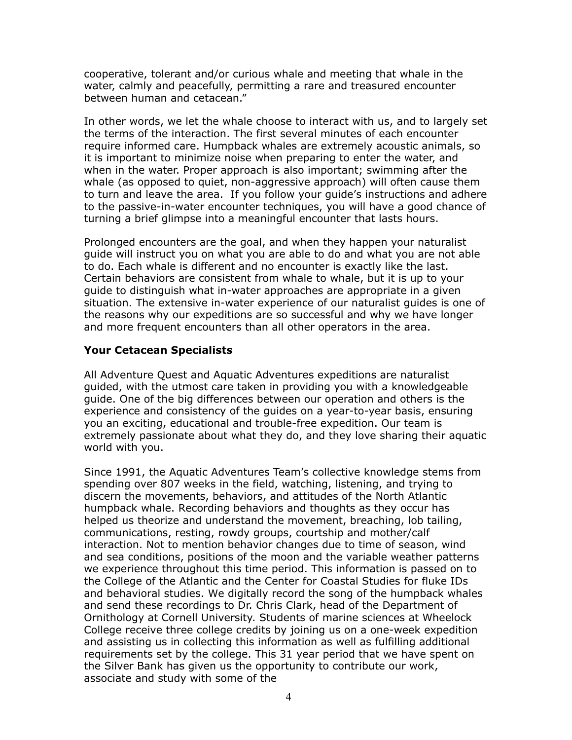cooperative, tolerant and/or curious whale and meeting that whale in the water, calmly and peacefully, permitting a rare and treasured encounter between human and cetacean."

In other words, we let the whale choose to interact with us, and to largely set the terms of the interaction. The first several minutes of each encounter require informed care. Humpback whales are extremely acoustic animals, so it is important to minimize noise when preparing to enter the water, and when in the water. Proper approach is also important; swimming after the whale (as opposed to quiet, non-aggressive approach) will often cause them to turn and leave the area. If you follow your guide's instructions and adhere to the passive-in-water encounter techniques, you will have a good chance of turning a brief glimpse into a meaningful encounter that lasts hours.

Prolonged encounters are the goal, and when they happen your naturalist guide will instruct you on what you are able to do and what you are not able to do. Each whale is different and no encounter is exactly like the last. Certain behaviors are consistent from whale to whale, but it is up to your guide to distinguish what in-water approaches are appropriate in a given situation. The extensive in-water experience of our naturalist guides is one of the reasons why our expeditions are so successful and why we have longer and more frequent encounters than all other operators in the area.

### Your Cetacean Specialists

All Adventure Quest and Aquatic Adventures expeditions are naturalist guided, with the utmost care taken in providing you with a knowledgeable guide. One of the big differences between our operation and others is the experience and consistency of the guides on a year-to-year basis, ensuring you an exciting, educational and trouble-free expedition. Our team is extremely passionate about what they do, and they love sharing their aquatic world with you.

Since 1991, the Aquatic Adventures Team's collective knowledge stems from spending over 807 weeks in the field, watching, listening, and trying to discern the movements, behaviors, and attitudes of the North Atlantic humpback whale. Recording behaviors and thoughts as they occur has helped us theorize and understand the movement, breaching, lob tailing, communications, resting, rowdy groups, courtship and mother/calf interaction. Not to mention behavior changes due to time of season, wind and sea conditions, positions of the moon and the variable weather patterns we experience throughout this time period. This information is passed on to the College of the Atlantic and the Center for Coastal Studies for fluke IDs and behavioral studies. We digitally record the song of the humpback whales and send these recordings to Dr. Chris Clark, head of the Department of Ornithology at Cornell University. Students of marine sciences at Wheelock College receive three college credits by joining us on a one-week expedition and assisting us in collecting this information as well as fulfilling additional requirements set by the college. This 31 year period that we have spent on the Silver Bank has given us the opportunity to contribute our work, associate and study with some of the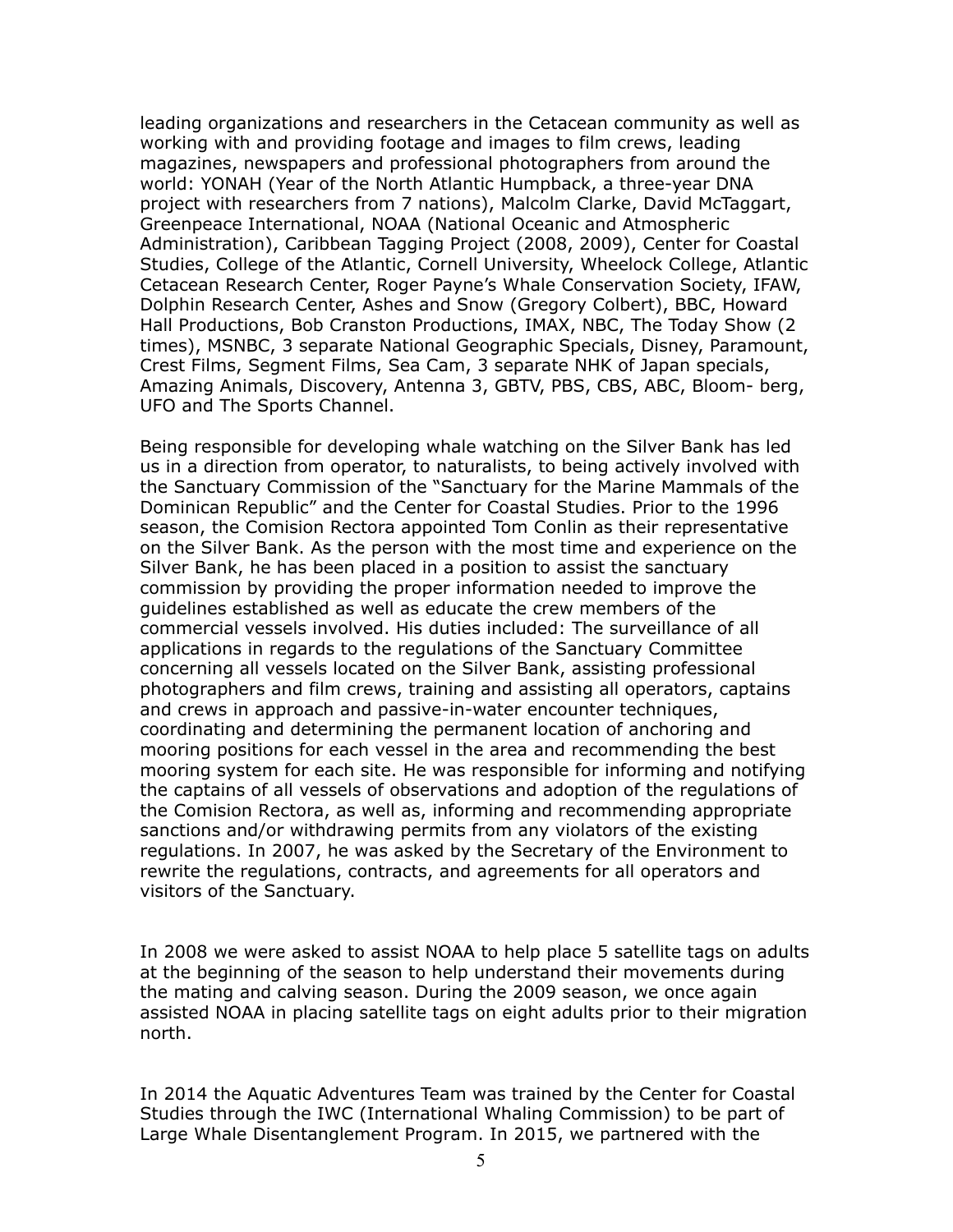leading organizations and researchers in the Cetacean community as well as working with and providing footage and images to film crews, leading magazines, newspapers and professional photographers from around the world: YONAH (Year of the North Atlantic Humpback, a three-year DNA project with researchers from 7 nations), Malcolm Clarke, David McTaggart, Greenpeace International, NOAA (National Oceanic and Atmospheric Administration), Caribbean Tagging Project (2008, 2009), Center for Coastal Studies, College of the Atlantic, Cornell University, Wheelock College, Atlantic Cetacean Research Center, Roger Payne's Whale Conservation Society, IFAW, Dolphin Research Center, Ashes and Snow (Gregory Colbert), BBC, Howard Hall Productions, Bob Cranston Productions, IMAX, NBC, The Today Show (2 times), MSNBC, 3 separate National Geographic Specials, Disney, Paramount, Crest Films, Segment Films, Sea Cam, 3 separate NHK of Japan specials, Amazing Animals, Discovery, Antenna 3, GBTV, PBS, CBS, ABC, Bloom- berg, UFO and The Sports Channel.

Being responsible for developing whale watching on the Silver Bank has led us in a direction from operator, to naturalists, to being actively involved with the Sanctuary Commission of the "Sanctuary for the Marine Mammals of the Dominican Republic" and the Center for Coastal Studies. Prior to the 1996 season, the Comision Rectora appointed Tom Conlin as their representative on the Silver Bank. As the person with the most time and experience on the Silver Bank, he has been placed in a position to assist the sanctuary commission by providing the proper information needed to improve the guidelines established as well as educate the crew members of the commercial vessels involved. His duties included: The surveillance of all applications in regards to the regulations of the Sanctuary Committee concerning all vessels located on the Silver Bank, assisting professional photographers and film crews, training and assisting all operators, captains and crews in approach and passive-in-water encounter techniques, coordinating and determining the permanent location of anchoring and mooring positions for each vessel in the area and recommending the best mooring system for each site. He was responsible for informing and notifying the captains of all vessels of observations and adoption of the regulations of the Comision Rectora, as well as, informing and recommending appropriate sanctions and/or withdrawing permits from any violators of the existing regulations. In 2007, he was asked by the Secretary of the Environment to rewrite the regulations, contracts, and agreements for all operators and visitors of the Sanctuary.

In 2008 we were asked to assist NOAA to help place 5 satellite tags on adults at the beginning of the season to help understand their movements during the mating and calving season. During the 2009 season, we once again assisted NOAA in placing satellite tags on eight adults prior to their migration north.

In 2014 the Aquatic Adventures Team was trained by the Center for Coastal Studies through the IWC (International Whaling Commission) to be part of Large Whale Disentanglement Program. In 2015, we partnered with the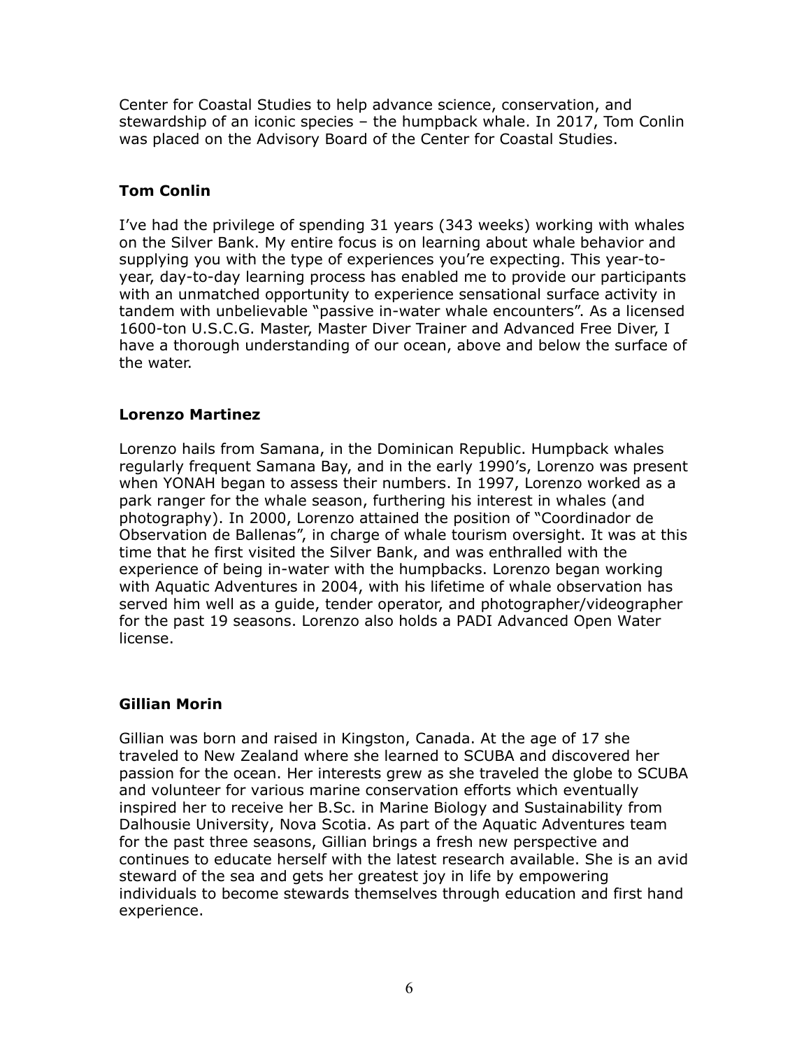Center for Coastal Studies to help advance science, conservation, and stewardship of an iconic species – the humpback whale. In 2017, Tom Conlin was placed on the Advisory Board of the Center for Coastal Studies.

### Tom Conlin

I've had the privilege of spending 31 years (343 weeks) working with whales on the Silver Bank. My entire focus is on learning about whale behavior and supplying you with the type of experiences you're expecting. This year-to-year, day-to-day learning process has enabled me to provide our participants with an unmatched opportunity to experience sensational surface activity in tandem with unbelievable "passive in-water whale encounters". As a licensed 1600-ton U.S.C.G. Master, Master Diver Trainer and Advanced Free Diver, I have a thorough understanding of our ocean, above and below the surface of the water.

### Lorenzo Martinez

Lorenzo hails from Samana, in the Dominican Republic. Humpback whales regularly frequent Samana Bay, and in the early 1990's, Lorenzo was present when YONAH began to assess their numbers. In 1997, Lorenzo worked as a park ranger for the whale season, furthering his interest in whales (and photography). In 2000, Lorenzo attained the position of "Coordinador de Observation de Ballenas", in charge of whale tourism oversight. It was at this time that he first visited the Silver Bank, and was enthralled with the experience of being in-water with the humpbacks. Lorenzo began working with Aquatic Adventures in 2004, with his lifetime of whale observation has served him well as a guide, tender operator, and photographer/videographer for the past 19 seasons. Lorenzo also holds a PADI Advanced Open Water license.

### Gillian Morin

Gillian was born and raised in Kingston, Canada. At the age of 17 she traveled to New Zealand where she learned to SCUBA and discovered her passion for the ocean. Her interests grew as she traveled the globe to SCUBA and volunteer for various marine conservation efforts which eventually inspired her to receive her B.Sc. in Marine Biology and Sustainability from Dalhousie University, Nova Scotia. As part of the Aquatic Adventures team for the past three seasons, Gillian brings a fresh new perspective and continues to educate herself with the latest research available. She is an avid steward of the sea and gets her greatest joy in life by empowering individuals to become stewards themselves through education and first hand experience.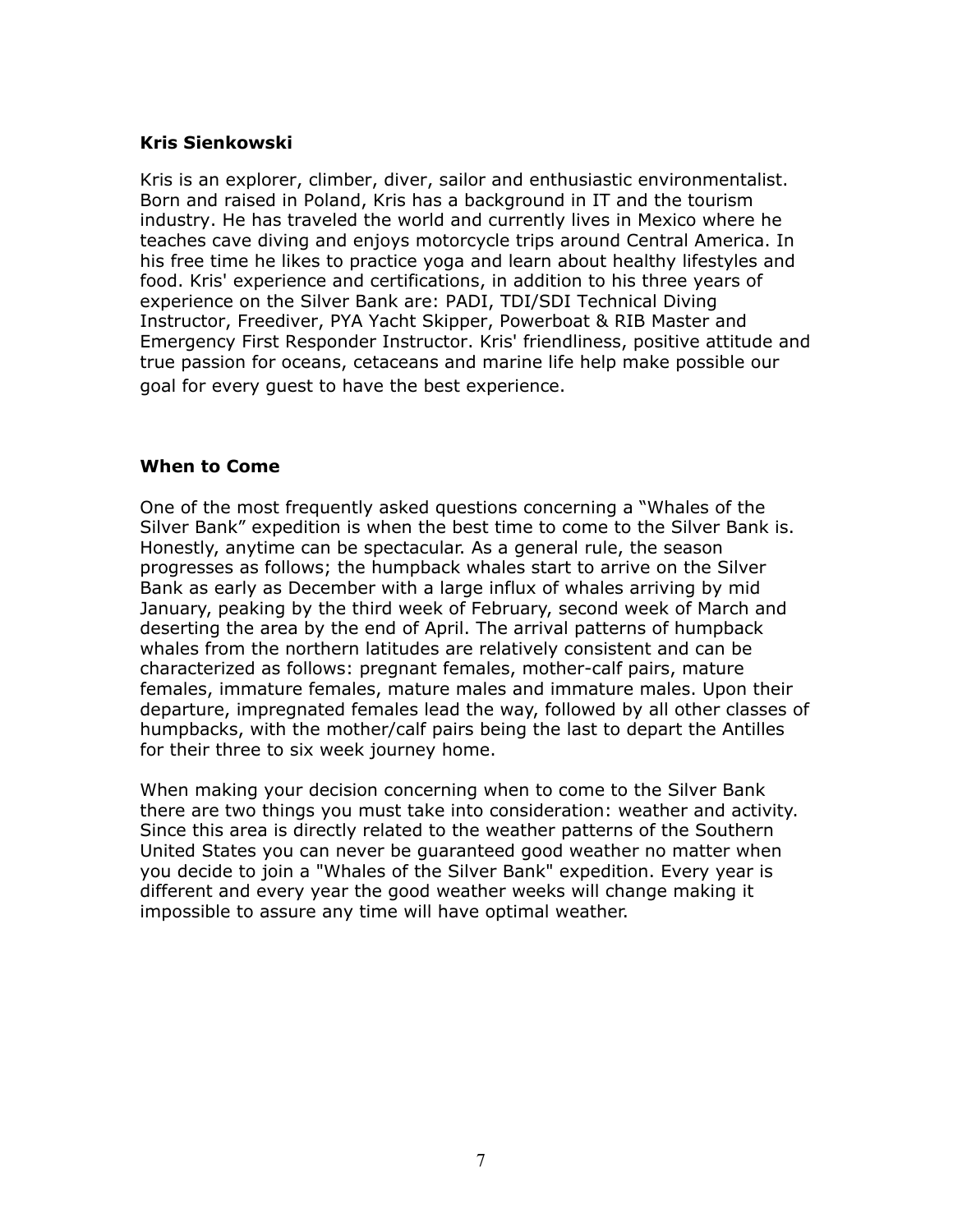### Kris Sienkowski

Kris is an explorer, climber, diver, sailor and enthusiastic environmentalist. Born and raised in Poland, Kris has a background in IT and the tourism industry. He has traveled the world and currently lives in Mexico where he teaches cave diving and enjoys motorcycle trips around Central America. In his free time he likes to practice yoga and learn about healthy lifestyles and food. Kris' experience and certifications, in addition to his three years of experience on the Silver Bank are: PADI, TDI/SDI Technical Diving Instructor, Freediver, PYA Yacht Skipper, Powerboat & RIB Master and Emergency First Responder Instructor. Kris' friendliness, positive attitude and true passion for oceans, cetaceans and marine life help make possible our goal for every guest to have the best experience.

### When to Come

One of the most frequently asked questions concerning a "Whales of the Silver Bank" expedition is when the best time to come to the Silver Bank is. Honestly, anytime can be spectacular. As a general rule, the season progresses as follows; the humpback whales start to arrive on the Silver Bank as early as December with a large influx of whales arriving by mid January, peaking by the third week of February, second week of March and deserting the area by the end of April. The arrival patterns of humpback whales from the northern latitudes are relatively consistent and can be characterized as follows: pregnant females, mother-calf pairs, mature females, immature females, mature males and immature males. Upon their departure, impregnated females lead the way, followed by all other classes of humpbacks, with the mother/calf pairs being the last to depart the Antilles for their three to six week journey home.

When making your decision concerning when to come to the Silver Bank there are two things you must take into consideration: weather and activity. Since this area is directly related to the weather patterns of the Southern United States you can never be guaranteed good weather no matter when you decide to join a "Whales of the Silver Bank" expedition. Every year is different and every year the good weather weeks will change making it impossible to assure any time will have optimal weather.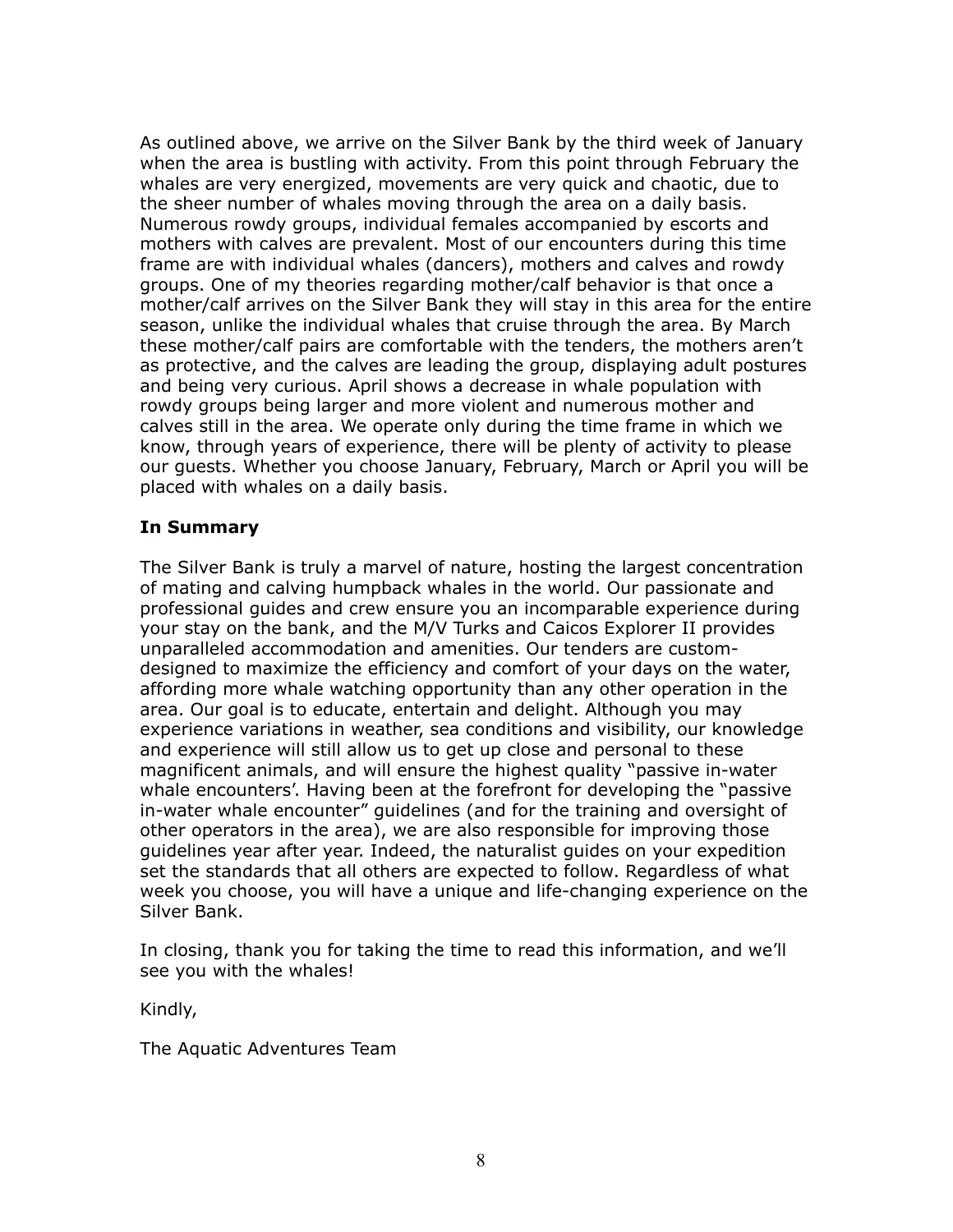As outlined above, we arrive on the Silver Bank by the third week of January when the area is bustling with activity. From this point through February the whales are very energized, movements are very quick and chaotic, due to the sheer number of whales moving through the area on a daily basis. Numerous rowdy groups, individual females accompanied by escorts and mothers with calves are prevalent. Most of our encounters during this time frame are with individual whales (dancers), mothers and calves and rowdy groups. One of my theories regarding mother/calf behavior is that once a mother/calf arrives on the Silver Bank they will stay in this area for the entire season, unlike the individual whales that cruise through the area. By March these mother/calf pairs are comfortable with the tenders, the mothers aren't as protective, and the calves are leading the group, displaying adult postures and being very curious. April shows a decrease in whale population with rowdy groups being larger and more violent and numerous mother and calves still in the area. We operate only during the time frame in which we know, through years of experience, there will be plenty of activity to please our guests. Whether you choose January, February, March or April you will be placed with whales on a daily basis.

**In Summary**

The Silver Bank is truly a marvel of nature, hosting the largest concentration of mating and calving humpback whales in the world. Our passionate and professional guides and crew ensure you an incomparable experience during your stay on the bank, and the M/V Turks and Caicos Explorer II provides unparalleled accommodation and amenities. Our tenders are custom-designed to maximize the efficiency and comfort of your days on the water, affording more whale watching opportunity than any other operation in the area. Our goal is to educate, entertain and delight. Although you may experience variations in weather, sea conditions and visibility, our knowledge and experience will still allow us to get up close and personal to these magnificent animals, and will ensure the highest quality "passive in-water whale encounters'. Having been at the forefront for developing the "passive in-water whale encounter" guidelines (and for the training and oversight of other operators in the area), we are also responsible for improving those guidelines year after year. Indeed, the naturalist guides on your expedition set the standards that all others are expected to follow. Regardless of what week you choose, you will have a unique and life-changing experience on the Silver Bank.

In closing, thank you for taking the time to read this information, and we'll see you with the whales!

Kindly,

The Aquatic Adventures Team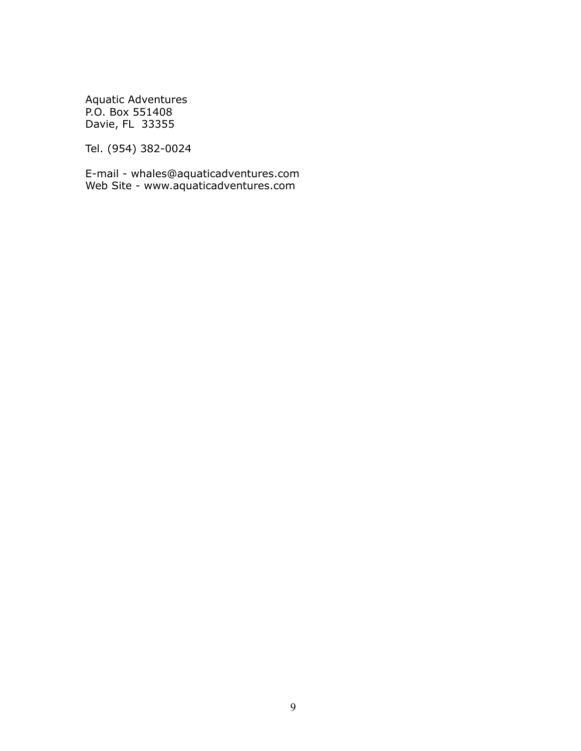Aquatic Adventures
P.O. Box 551408
Davie, FL  33355

Tel. (954) 382-0024

E-mail - whales@aquaticadventures.com
Web Site - www.aquaticadventures.com